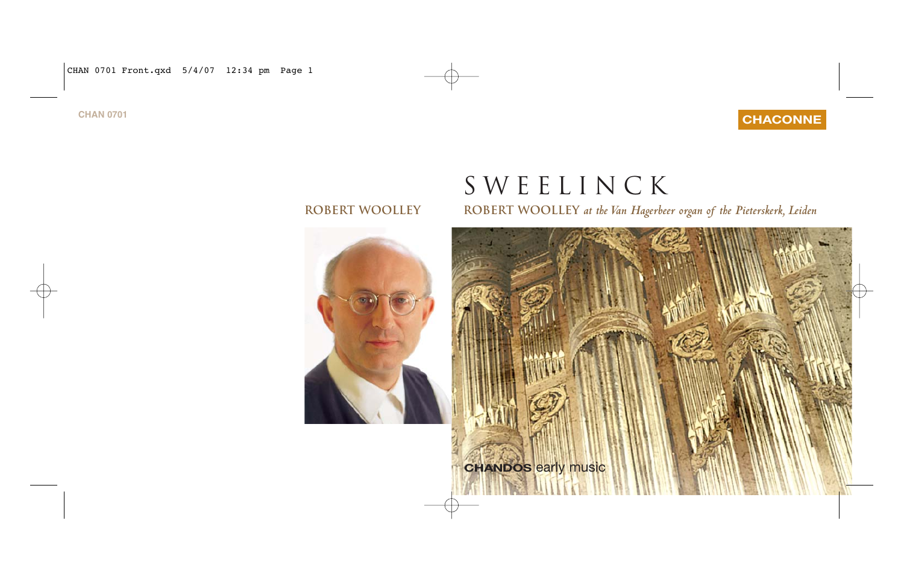CHAN 0701

CHACONNE

# SWEELINCK

ROBERT WOOLLEY

ROBERT WOOLLEY *at the Van Hagerbeer organ of the Pieterskerk, Leiden*

CHANDOS early music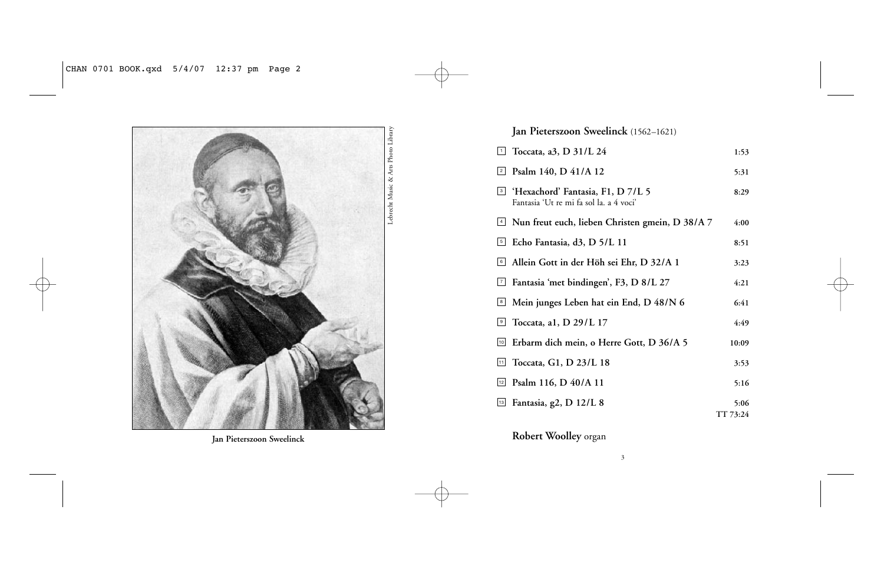Lebrecht Music & Arts Photo Library

Jan Pieterszoon Sweelinck

## Jan Pieterszoon Sweelinck (1562–1621)

| | | |
|---|---|---|
| 1 | **Toccata, a3, D 31/L 24** | 1:53 |
| 2 | **Psalm 140, D 41/A 12** | 5:31 |
| 3 | **'Hexachord' Fantasia, F1, D 7/L 5**<br>Fantasia 'Ut re mi fa sol la. a 4 voci' | 8:29 |
| 4 | **Nun freut euch, lieben Christen gmein, D 38/A 7** | 4:00 |
| 5 | **Echo Fantasia, d3, D 5/L 11** | 8:51 |
| 6 | **Allein Gott in der Höh sei Ehr, D 32/A 1** | 3:23 |
| 7 | **Fantasia 'met bindingen', F3, D 8/L 27** | 4:21 |
| 8 | **Mein junges Leben hat ein End, D 48/N 6** | 6:41 |
| 9 | **Toccata, a1, D 29/L 17** | 4:49 |
| 10 | **Erbarm dich mein, o Herre Gott, D 36/A 5** | 10:09 |
| 11 | **Toccata, G1, D 23/L 18** | 3:53 |
| 12 | **Psalm 116, D 40/A 11** | 5:16 |
| 13 | **Fantasia, g2, D 12/L 8** | 5:06 |
| | | TT 73:24 |

**Robert Woolley** organ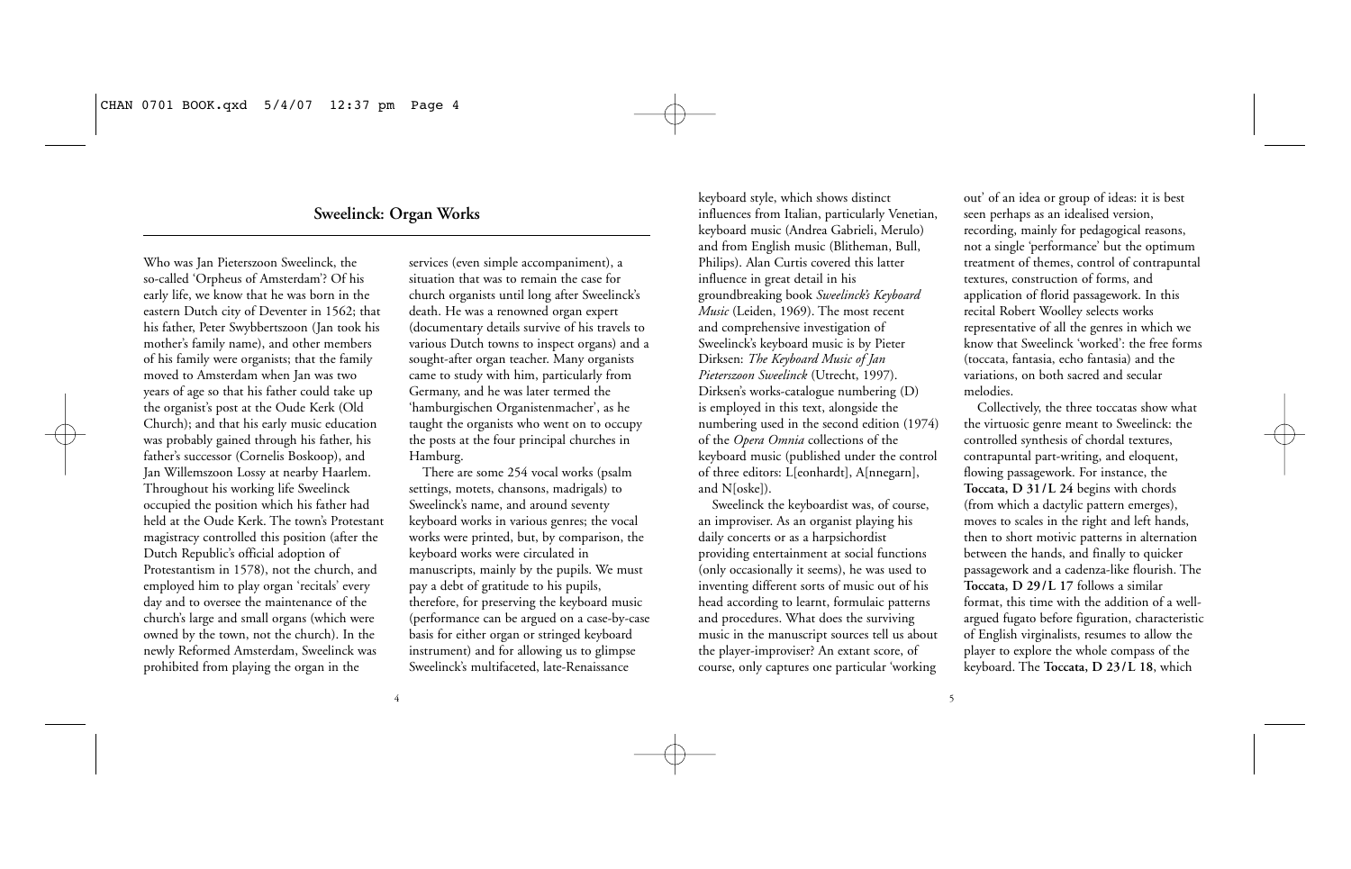## Sweelinck: Organ Works

Who was Jan Pieterszoon Sweelinck, the so-called 'Orpheus of Amsterdam'? Of his early life, we know that he was born in the eastern Dutch city of Deventer in 1562; that his father, Peter Swybbertszoon (Jan took his mother's family name), and other members of his family were organists; that the family moved to Amsterdam when Jan was two years of age so that his father could take up the organist's post at the Oude Kerk (Old Church); and that his early music education was probably gained through his father, his father's successor (Cornelis Boskoop), and Jan Willemszoon Lossy at nearby Haarlem. Throughout his working life Sweelinck occupied the position which his father had held at the Oude Kerk. The town's Protestant magistracy controlled this position (after the Dutch Republic's official adoption of Protestantism in 1578), not the church, and employed him to play organ 'recitals' every day and to oversee the maintenance of the church's large and small organs (which were owned by the town, not the church). In the newly Reformed Amsterdam, Sweelinck was prohibited from playing the organ in the services (even simple accompaniment), a situation that was to remain the case for church organists until long after Sweelinck's death. He was a renowned organ expert (documentary details survive of his travels to various Dutch towns to inspect organs) and a sought-after organ teacher. Many organists came to study with him, particularly from Germany, and he was later termed the 'hamburgischen Organistenmacher', as he taught the organists who went on to occupy the posts at the four principal churches in Hamburg.

There are some 254 vocal works (psalm settings, motets, chansons, madrigals) to Sweelinck's name, and around seventy keyboard works in various genres; the vocal works were printed, but, by comparison, the keyboard works were circulated in manuscripts, mainly by the pupils. We must pay a debt of gratitude to his pupils, therefore, for preserving the keyboard music (performance can be argued on a case-by-case basis for either organ or stringed keyboard instrument) and for allowing us to glimpse Sweelinck's multifaceted, late-Renaissance keyboard style, which shows distinct influences from Italian, particularly Venetian, keyboard music (Andrea Gabrieli, Merulo) and from English music (Blitheman, Bull, Philips). Alan Curtis covered this latter influence in great detail in his groundbreaking book *Sweelinck's Keyboard Music* (Leiden, 1969). The most recent and comprehensive investigation of Sweelinck's keyboard music is by Pieter Dirksen: *The Keyboard Music of Jan Pieterszoon Sweelinck* (Utrecht, 1997). Dirksen's works-catalogue numbering (D) is employed in this text, alongside the numbering used in the second edition (1974) of the *Opera Omnia* collections of the keyboard music (published under the control of three editors: L[eonhardt], A[nnegarn], and N[oske]).

Sweelinck the keyboardist was, of course, an improviser. As an organist playing his daily concerts or as a harpsichordist providing entertainment at social functions (only occasionally it seems), he was used to inventing different sorts of music out of his head according to learnt, formulaic patterns and procedures. What does the surviving music in the manuscript sources tell us about the player-improviser? An extant score, of course, only captures one particular 'working out' of an idea or group of ideas: it is best seen perhaps as an idealised version, recording, mainly for pedagogical reasons, not a single 'performance' but the optimum treatment of themes, control of contrapuntal textures, construction of forms, and application of florid passagework. In this recital Robert Woolley selects works representative of all the genres in which we know that Sweelinck 'worked': the free forms (toccata, fantasia, echo fantasia) and the variations, on both sacred and secular melodies.

Collectively, the three toccatas show what the virtuosic genre meant to Sweelinck: the controlled synthesis of chordal textures, contrapuntal part-writing, and eloquent, flowing passagework. For instance, the **Toccata, D 31/L 24** begins with chords (from which a dactylic pattern emerges), moves to scales in the right and left hands, then to short motivic patterns in alternation between the hands, and finally to quicker passagework and a cadenza-like flourish. The **Toccata, D 29/L 17** follows a similar format, this time with the addition of a well-argued fugato before figuration, characteristic of English virginalists, resumes to allow the player to explore the whole compass of the keyboard. The **Toccata, D 23/L 18**, which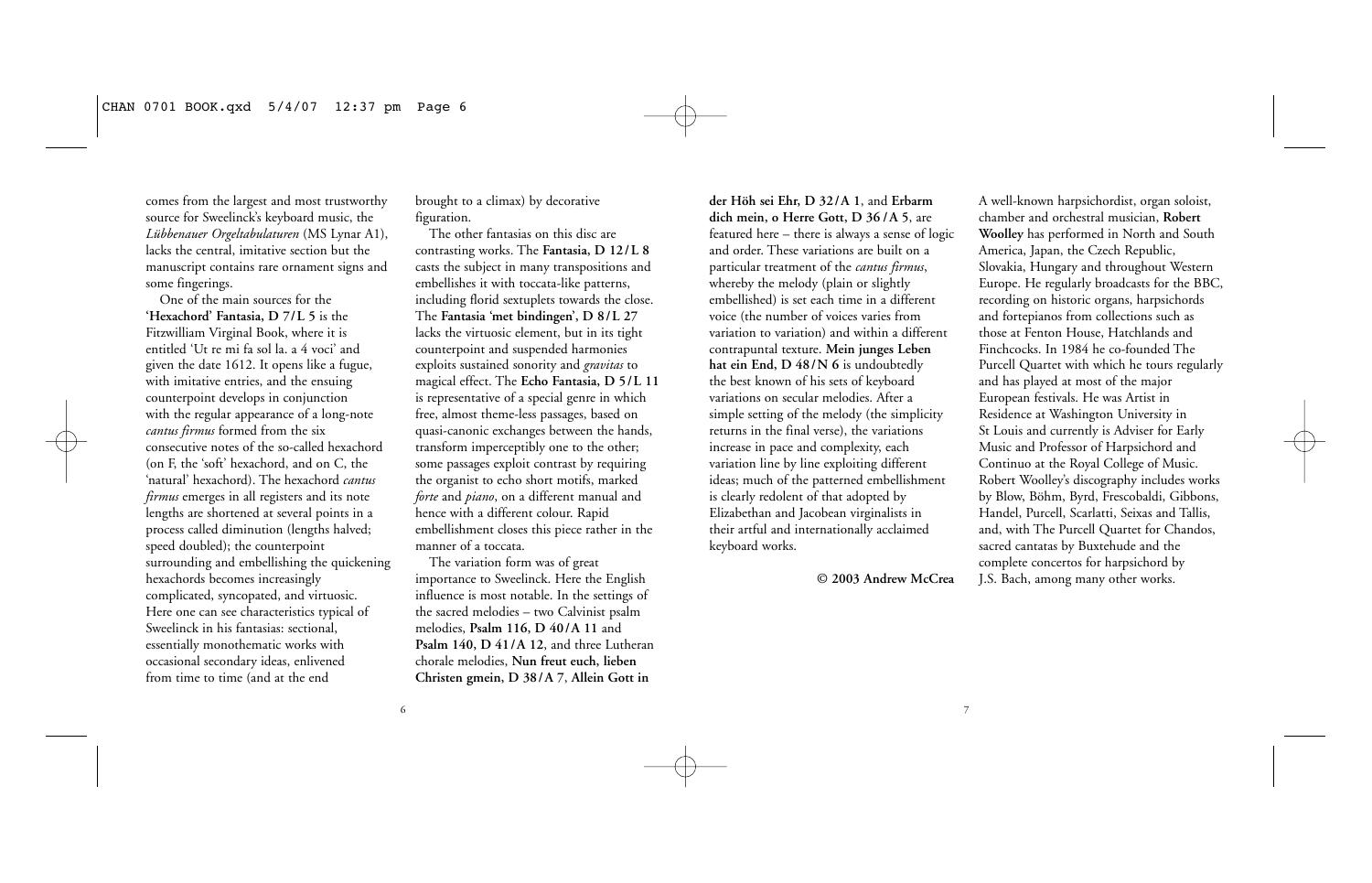comes from the largest and most trustworthy source for Sweelinck's keyboard music, the *Lübbenauer Orgeltabulaturen* (MS Lynar A1), lacks the central, imitative section but the manuscript contains rare ornament signs and some fingerings.

One of the main sources for the '**Hexachord' Fantasia, D 7/L 5** is the Fitzwilliam Virginal Book, where it is entitled 'Ut re mi fa sol la. a 4 voci' and given the date 1612. It opens like a fugue, with imitative entries, and the ensuing counterpoint develops in conjunction with the regular appearance of a long-note *cantus firmus* formed from the six consecutive notes of the so-called hexachord (on F, the 'soft' hexachord, and on C, the 'natural' hexachord). The hexachord *cantus firmus* emerges in all registers and its note lengths are shortened at several points in a process called diminution (lengths halved; speed doubled); the counterpoint surrounding and embellishing the quickening hexachords becomes increasingly complicated, syncopated, and virtuosic. Here one can see characteristics typical of Sweelinck in his fantasias: sectional, essentially monothematic works with occasional secondary ideas, enlivened from time to time (and at the end brought to a climax) by decorative figuration.

The other fantasias on this disc are contrasting works. The **Fantasia, D 12/L 8** casts the subject in many transpositions and embellishes it with toccata-like patterns, including florid sextuplets towards the close. The **Fantasia 'met bindingen', D 8/L 27** lacks the virtuosic element, but in its tight counterpoint and suspended harmonies exploits sustained sonority and *gravitas* to magical effect. The **Echo Fantasia, D 5/L 11** is representative of a special genre in which free, almost theme-less passages, based on quasi-canonic exchanges between the hands, transform imperceptibly one to the other; some passages exploit contrast by requiring the organist to echo short motifs, marked *forte* and *piano*, on a different manual and hence with a different colour. Rapid embellishment closes this piece rather in the manner of a toccata.

The variation form was of great importance to Sweelinck. Here the English influence is most notable. In the settings of the sacred melodies – two Calvinist psalm melodies, **Psalm 116, D 40/A 11** and **Psalm 140, D 41/A 12**, and three Lutheran chorale melodies, **Nun freut euch, lieben Christen gmein, D 38/A 7**, **Allein Gott in der Höh sei Ehr, D 32/A 1**, and **Erbarm dich mein, o Herre Gott, D 36/A 5**, are featured here – there is always a sense of logic and order. These variations are built on a particular treatment of the *cantus firmus*, whereby the melody (plain or slightly embellished) is set each time in a different voice (the number of voices varies from variation to variation) and within a different contrapuntal texture. **Mein junges Leben hat ein End, D 48/N 6** is undoubtedly the best known of his sets of keyboard variations on secular melodies. After a simple setting of the melody (the simplicity returns in the final verse), the variations increase in pace and complexity, each variation line by line exploiting different ideas; much of the patterned embellishment is clearly redolent of that adopted by Elizabethan and Jacobean virginalists in their artful and internationally acclaimed keyboard works.

**© 2003 Andrew McCrea**

A well-known harpsichordist, organ soloist, chamber and orchestral musician, **Robert Woolley** has performed in North and South America, Japan, the Czech Republic, Slovakia, Hungary and throughout Western Europe. He regularly broadcasts for the BBC, recording on historic organs, harpsichords and fortepianos from collections such as those at Fenton House, Hatchlands and Finchcocks. In 1984 he co-founded The Purcell Quartet with which he tours regularly and has played at most of the major European festivals. He was Artist in Residence at Washington University in St Louis and currently is Adviser for Early Music and Professor of Harpsichord and Continuo at the Royal College of Music. Robert Woolley's discography includes works by Blow, Böhm, Byrd, Frescobaldi, Gibbons, Handel, Purcell, Scarlatti, Seixas and Tallis, and, with The Purcell Quartet for Chandos, sacred cantatas by Buxtehude and the complete concertos for harpsichord by J.S. Bach, among many other works.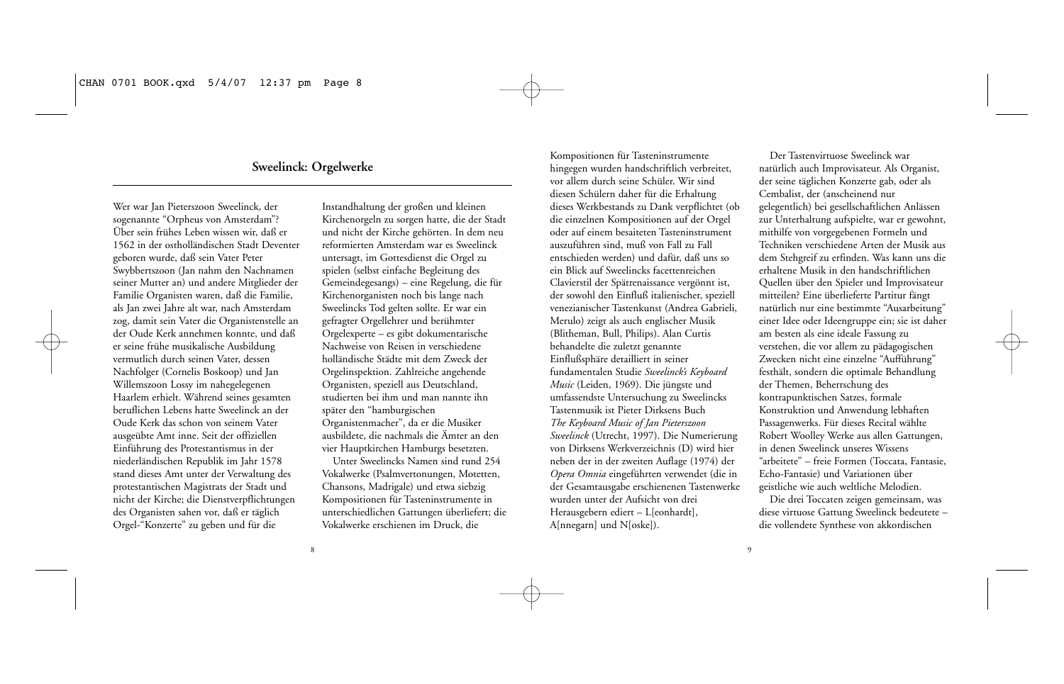## Sweelinck: Orgelwerke

Wer war Jan Pieterszoon Sweelinck, der sogenannte "Orpheus von Amsterdam"? Über sein frühes Leben wissen wir, daß er 1562 in der ostholländischen Stadt Deventer geboren wurde, daß sein Vater Peter Swybbertszoon (Jan nahm den Nachnamen seiner Mutter an) und andere Mitglieder der Familie Organisten waren, daß die Familie, als Jan zwei Jahre alt war, nach Amsterdam zog, damit sein Vater die Organistenstelle an der Oude Kerk annehmen konnte, und daß er seine frühe musikalische Ausbildung vermutlich durch seinen Vater, dessen Nachfolger (Cornelis Boskoop) und Jan Willemszoon Lossy im nahegelegenen Haarlem erhielt. Während seines gesamten beruflichen Lebens hatte Sweelinck an der Oude Kerk das schon von seinem Vater ausgeübte Amt inne. Seit der offiziellen Einführung des Protestantismus in der niederländischen Republik im Jahr 1578 stand dieses Amt unter der Verwaltung des protestantischen Magistrats der Stadt und nicht der Kirche; die Dienstverpflichtungen des Organisten sahen vor, daß er täglich Orgel-"Konzerte" zu geben und für die Instandhaltung der großen und kleinen Kirchenorgeln zu sorgen hatte, die der Stadt und nicht der Kirche gehörten. In dem neu reformierten Amsterdam war es Sweelinck untersagt, im Gottesdienst die Orgel zu spielen (selbst einfache Begleitung des Gemeindegesangs) – eine Regelung, die für Kirchenorganisten noch bis lange nach Sweelincks Tod gelten sollte. Er war ein gefragter Orgellehrer und berühmter Orgelexperte – es gibt dokumentarische Nachweise von Reisen in verschiedene holländische Städte mit dem Zweck der Orgelinspektion. Zahlreiche angehende Organisten, speziell aus Deutschland, studierten bei ihm und man nannte ihn später den "hamburgischen Organistenmacher", da er die Musiker ausbildete, die nachmals die Ämter an den vier Hauptkirchen Hamburgs besetzten.

Unter Sweelincks Namen sind rund 254 Vokalwerke (Psalmvertonungen, Motetten, Chansons, Madrigale) und etwa siebzig Kompositionen für Tasteninstrumente in unterschiedlichen Gattungen überliefert; die Vokalwerke erschienen im Druck, die Kompositionen für Tasteninstrumente hingegen wurden handschriftlich verbreitet, vor allem durch seine Schüler. Wir sind diesen Schülern daher für die Erhaltung dieses Werkbestands zu Dank verpflichtet (ob die einzelnen Kompositionen auf der Orgel oder auf einem besaiteten Tasteninstrument auszuführen sind, muß von Fall zu Fall entschieden werden) und dafür, daß uns so ein Blick auf Sweelincks facettenreichen Clavierstil der Spätrenaissance vergönnt ist, der sowohl den Einfluß italienischer, speziell venezianischer Tastenkunst (Andrea Gabrieli, Merulo) zeigt als auch englischer Musik (Blitheman, Bull, Philips). Alan Curtis behandelte die zuletzt genannte Einflußsphäre detailliert in seiner fundamentalen Studie *Sweelinck's Keyboard Music* (Leiden, 1969). Die jüngste und umfassendste Untersuchung zu Sweelincks Tastenmusik ist Pieter Dirksens Buch *The Keyboard Music of Jan Pieterszoon Sweelinck* (Utrecht, 1997). Die Numerierung von Dirksens Werkverzeichnis (D) wird hier neben der in der zweiten Auflage (1974) der *Opera Omnia* eingeführten verwendet (die in der Gesamtausgabe erschienenen Tastenwerke wurden unter der Aufsicht von drei Herausgebern ediert – L[eonhardt], A[nnegarn] und N[oske]).

Der Tastenvirtuose Sweelinck war natürlich auch Improvisateur. Als Organist, der seine täglichen Konzerte gab, oder als Cembalist, der (anscheinend nur gelegentlich) bei gesellschaftlichen Anlässen zur Unterhaltung aufspielte, war er gewohnt, mithilfe von vorgegebenen Formeln und Techniken verschiedene Arten der Musik aus dem Stehgreif zu erfinden. Was kann uns die erhaltene Musik in den handschriftlichen Quellen über den Spieler und Improvisateur mitteilen? Eine überlieferte Partitur fängt natürlich nur eine bestimmte "Ausarbeitung" einer Idee oder Ideengruppe ein; sie ist daher am besten als eine ideale Fassung zu verstehen, die vor allem zu pädagogischen Zwecken nicht eine einzelne "Aufführung" festhält, sondern die optimale Behandlung der Themen, Beherrschung des kontrapunktischen Satzes, formale Konstruktion und Anwendung lebhaften Passagenwerks. Für dieses Recital wählte Robert Woolley Werke aus allen Gattungen, in denen Sweelinck unseres Wissens "arbeitete" – freie Formen (Toccata, Fantasie, Echo-Fantasie) und Variationen über geistliche wie auch weltliche Melodien.

Die drei Toccaten zeigen gemeinsam, was diese virtuose Gattung Sweelinck bedeutete – die vollendete Synthese von akkordischen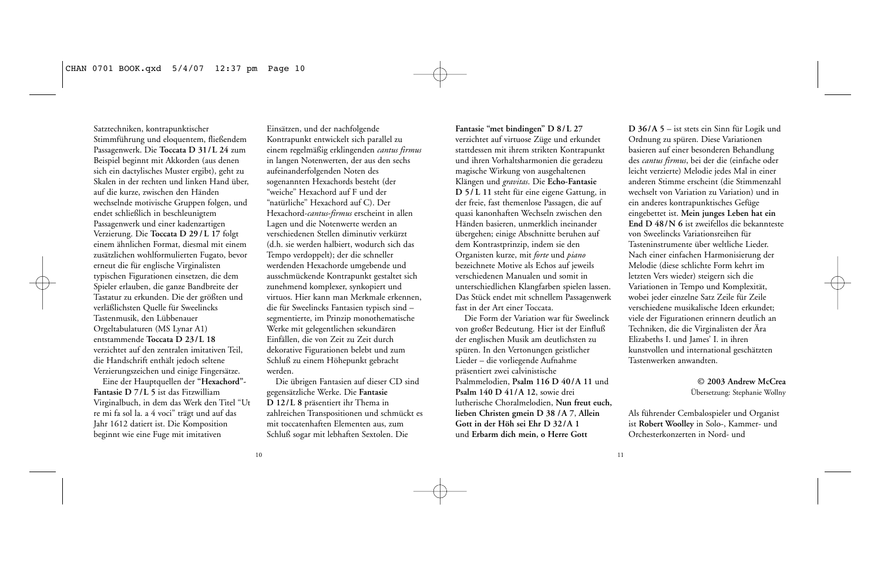Satztechniken, kontrapunktischer Stimmführung und eloquentem, fließendem Passagenwerk. Die **Toccata D 31/L 24** zum Beispiel beginnt mit Akkorden (aus denen sich ein dactylisches Muster ergibt), geht zu Skalen in der rechten und linken Hand über, auf die kurze, zwischen den Händen wechselnde motivische Gruppen folgen, und endet schließlich in beschleunigtem Passagenwerk und einer kadenzartigen Verzierung. Die **Toccata D 29/L 17** folgt einem ähnlichen Format, diesmal mit einem zusätzlichen wohlformulierten Fugato, bevor erneut die für englische Virginalisten typischen Figurationen einsetzen, die dem Spieler erlauben, die ganze Bandbreite der Tastatur zu erkunden. Die der größten und verläßlichsten Quelle für Sweelincks Tastenmusik, den Lübbenauer Orgeltabulaturen (MS Lynar A1) entstammende **Toccata D 23/L 18** verzichtet auf den zentralen imitativen Teil, die Handschrift enthält jedoch seltene Verzierungszeichen und einige Fingersätze.

Eine der Hauptquellen der "**Hexachord**"-**Fantasie D 7/L 5** ist das Fitzwilliam Virginalbuch, in dem das Werk den Titel "Ut re mi fa sol la. a 4 voci" trägt und auf das Jahr 1612 datiert ist. Die Komposition beginnt wie eine Fuge mit imitativen Einsätzen, und der nachfolgende Kontrapunkt entwickelt sich parallel zu einem regelmäßig erklingenden *cantus firmus* in langen Notenwerten, der aus den sechs aufeinanderfolgenden Noten des sogenannten Hexachords besteht (der "weiche" Hexachord auf F und der "natürliche" Hexachord auf C). Der Hexachord-*cantus-firmus* erscheint in allen Lagen und die Notenwerte werden an verschiedenen Stellen diminutiv verkürzt (d.h. sie werden halbiert, wodurch sich das Tempo verdoppelt); der die schneller werdenden Hexachorde umgebende und ausschmückende Kontrapunkt gestaltet sich zunehmend komplexer, synkopiert und virtuos. Hier kann man Merkmale erkennen, die für Sweelincks Fantasien typisch sind – segmentierte, im Prinzip monothematische Werke mit gelegentlichen sekundären Einfällen, die von Zeit zu Zeit durch dekorative Figurationen belebt und zum Schluß zu einem Höhepunkt gebracht werden.

Die übrigen Fantasien auf dieser CD sind gegensätzliche Werke. Die **Fantasie D 12/L 8** präsentiert ihr Thema in zahlreichen Transpositionen und schmückt es mit toccatenhaften Elementen aus, zum Schluß sogar mit lebhaften Sextolen. Die **Fantasie "met bindingen" D 8/L 27** verzichtet auf virtuose Züge und erkundet stattdessen mit ihrem strikten Kontrapunkt und ihren Vorhaltsharmonien die geradezu magische Wirkung von ausgehaltenen Klängen und *gravitas*. Die **Echo-Fantasie D 5/L 11** steht für eine eigene Gattung, in der freie, fast themenlose Passagen, die auf quasi kanonhaften Wechseln zwischen den Händen basieren, unmerklich ineinander übergehen; einige Abschnitte beruhen auf dem Kontrastprinzip, indem sie den Organisten kurze, mit *forte* und *piano* bezeichnete Motive als Echos auf jeweils verschiedenen Manualen und somit in unterschiedlichen Klangfarben spielen lassen. Das Stück endet mit schnellem Passagenwerk fast in der Art einer Toccata.

Die Form der Variation war für Sweelinck von großer Bedeutung. Hier ist der Einfluß der englischen Musik am deutlichsten zu spüren. In den Vertonungen geistlicher Lieder – die vorliegende Aufnahme präsentiert zwei calvinistische Psalmmelodien, **Psalm 116 D 40/A 11** und **Psalm 140 D 41/A 12**, sowie drei lutherische Choralmelodien, **Nun freut euch, lieben Christen gmein D 38/A 7**, **Allein Gott in der Höh sei Ehr D 32/A 1** und **Erbarm dich mein, o Herre Gott D 36/A 5** – ist stets ein Sinn für Logik und Ordnung zu spüren. Diese Variationen basieren auf einer besonderen Behandlung des *cantus firmus*, bei der die (einfache oder leicht verzierte) Melodie jedes Mal in einer anderen Stimme erscheint (die Stimmenzahl wechselt von Variation zu Variation) und in ein anderes kontrapunktisches Gefüge eingebettet ist. **Mein junges Leben hat ein End D 48/N 6** ist zweifellos die bekannteste von Sweelincks Variationsreihen für Tasteninstrumente über weltliche Lieder. Nach einer einfachen Harmonisierung der Melodie (diese schlichte Form kehrt im letzten Vers wieder) steigern sich die Variationen in Tempo und Komplexität, wobei jeder einzelne Satz Zeile für Zeile verschiedene musikalische Ideen erkundet; viele der Figurationen erinnern deutlich an Techniken, die die Virginalisten der Ära Elizabeths I. und James' I. in ihren kunstvollen und international geschätzten Tastenwerken anwandten.

**© 2003 Andrew McCrea**
Übersetzung: Stephanie Wollny

Als führender Cembalospieler und Organist ist **Robert Woolley** in Solo-, Kammer- und Orchesterkonzerten in Nord- und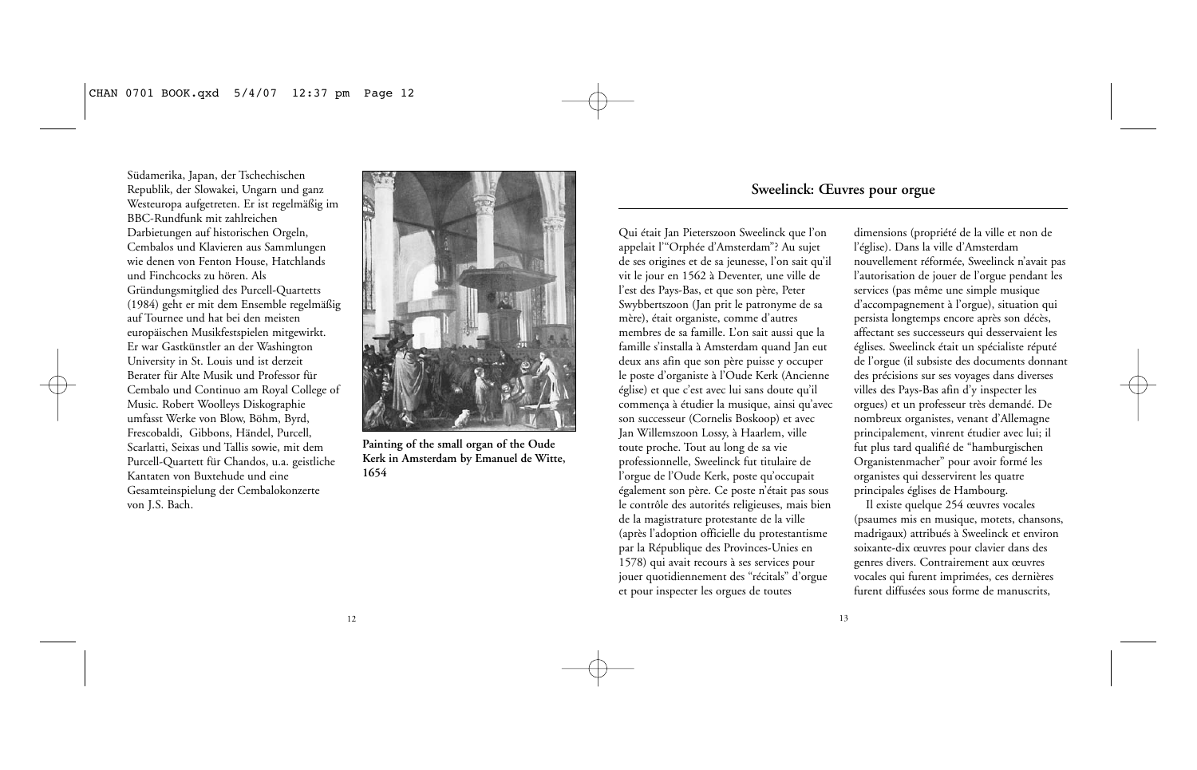Südamerika, Japan, der Tschechischen Republik, der Slowakei, Ungarn und ganz Westeuropa aufgetreten. Er ist regelmäßig im BBC-Rundfunk mit zahlreichen Darbietungen auf historischen Orgeln, Cembalos und Klavieren aus Sammlungen wie denen von Fenton House, Hatchlands und Finchcocks zu hören. Als Gründungsmitglied des Purcell-Quartetts (1984) geht er mit dem Ensemble regelmäßig auf Tournee und hat bei den meisten europäischen Musikfestspielen mitgewirkt. Er war Gastkünstler an der Washington University in St. Louis und ist derzeit Berater für Alte Musik und Professor für Cembalo und Continuo am Royal College of Music. Robert Woolleys Diskographie umfasst Werke von Blow, Böhm, Byrd, Frescobaldi, Gibbons, Händel, Purcell, Scarlatti, Seixas und Tallis sowie, mit dem Purcell-Quartett für Chandos, u.a. geistliche Kantaten von Buxtehude und eine Gesamteinspielung der Cembalokonzerte von J.S. Bach.

**Painting of the small organ of the Oude Kerk in Amsterdam by Emanuel de Witte, 1654**

## Sweelinck: Œuvres pour orgue

Qui était Jan Pieterszoon Sweelinck que l'on appelait l'"Orphée d'Amsterdam"? Au sujet de ses origines et de sa jeunesse, l'on sait qu'il vit le jour en 1562 à Deventer, une ville de l'est des Pays-Bas, et que son père, Peter Swybbertszoon (Jan prit le patronyme de sa mère), était organiste, comme d'autres membres de sa famille. L'on sait aussi que la famille s'installa à Amsterdam quand Jan eut deux ans afin que son père puisse y occuper le poste d'organiste à l'Oude Kerk (Ancienne église) et que c'est avec lui sans doute qu'il commença à étudier la musique, ainsi qu'avec son successeur (Cornelis Boskoop) et avec Jan Willemszoon Lossy, à Haarlem, ville toute proche. Tout au long de sa vie professionnelle, Sweelinck fut titulaire de l'orgue de l'Oude Kerk, poste qu'occupait également son père. Ce poste n'était pas sous le contrôle des autorités religieuses, mais bien de la magistrature protestante de la ville (après l'adoption officielle du protestantisme par la République des Provinces-Unies en 1578) qui avait recours à ses services pour jouer quotidiennement des "récitals" d'orgue et pour inspecter les orgues de toutes dimensions (propriété de la ville et non de l'église). Dans la ville d'Amsterdam nouvellement réformée, Sweelinck n'avait pas l'autorisation de jouer de l'orgue pendant les services (pas même une simple musique d'accompagnement à l'orgue), situation qui persista longtemps encore après son décès, affectant ses successeurs qui desservaient les églises. Sweelinck était un spécialiste réputé de l'orgue (il subsiste des documents donnant des précisions sur ses voyages dans diverses villes des Pays-Bas afin d'y inspecter les orgues) et un professeur très demandé. De nombreux organistes, venant d'Allemagne principalement, vinrent étudier avec lui; il fut plus tard qualifié de "hamburgischen Organistenmacher" pour avoir formé les organistes qui desservirent les quatre principales églises de Hambourg.

Il existe quelque 254 œuvres vocales (psaumes mis en musique, motets, chansons, madrigaux) attribués à Sweelinck et environ soixante-dix œuvres pour clavier dans des genres divers. Contrairement aux œuvres vocales qui furent imprimées, ces dernières furent diffusées sous forme de manuscrits,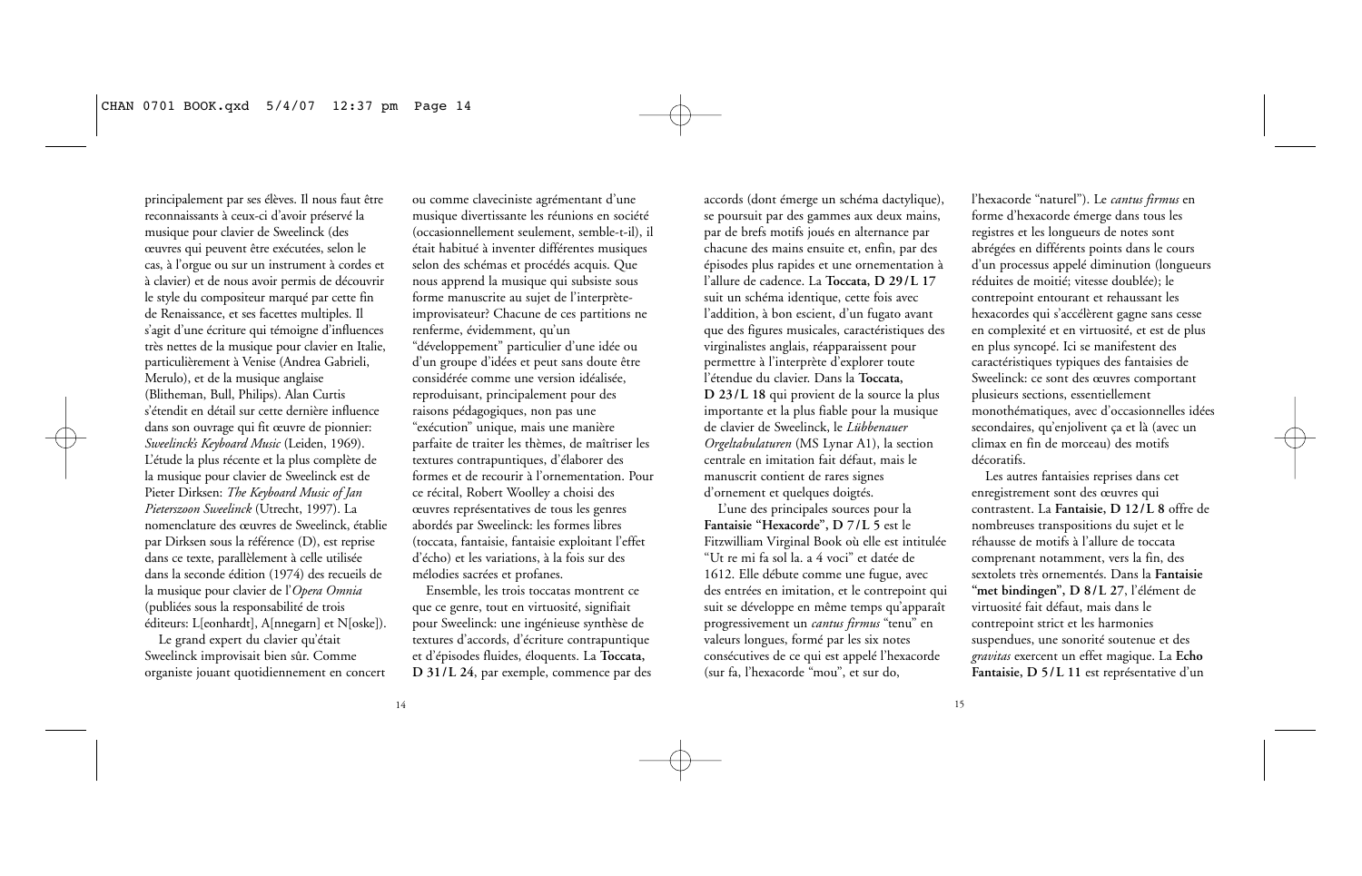principalement par ses élèves. Il nous faut être reconnaissants à ceux-ci d'avoir préservé la musique pour clavier de Sweelinck (des œuvres qui peuvent être exécutées, selon le cas, à l'orgue ou sur un instrument à cordes et à clavier) et de nous avoir permis de découvrir le style du compositeur marqué par cette fin de Renaissance, et ses facettes multiples. Il s'agit d'une écriture qui témoigne d'influences très nettes de la musique pour clavier en Italie, particulièrement à Venise (Andrea Gabrieli, Merulo), et de la musique anglaise (Blitheman, Bull, Philips). Alan Curtis s'étendit en détail sur cette dernière influence dans son ouvrage qui fit œuvre de pionnier: *Sweelinck's Keyboard Music* (Leiden, 1969). L'étude la plus récente et la plus complète de la musique pour clavier de Sweelinck est de Pieter Dirksen: *The Keyboard Music of Jan Pieterszoon Sweelinck* (Utrecht, 1997). La nomenclature des œuvres de Sweelinck, établie par Dirksen sous la référence (D), est reprise dans ce texte, parallèlement à celle utilisée dans la seconde édition (1974) des recueils de la musique pour clavier de l'*Opera Omnia* (publiées sous la responsabilité de trois éditeurs: L[eonhardt], A[nnegarn] et N[oske]).

Le grand expert du clavier qu'était Sweelinck improvisait bien sûr. Comme organiste jouant quotidiennement en concert ou comme claveciniste agrémentant d'une musique divertissante les réunions en société (occasionnellement seulement, semble-t-il), il était habitué à inventer différentes musiques selon des schémas et procédés acquis. Que nous apprend la musique qui subsiste sous forme manuscrite au sujet de l'interprète-improvisateur? Chacune de ces partitions ne renferme, évidemment, qu'un "développement" particulier d'une idée ou d'un groupe d'idées et peut sans doute être considérée comme une version idéalisée, reproduisant, principalement pour des raisons pédagogiques, non pas une "exécution" unique, mais une manière parfaite de traiter les thèmes, de maîtriser les textures contrapuntiques, d'élaborer des formes et de recourir à l'ornementation. Pour ce récital, Robert Woolley a choisi des œuvres représentatives de tous les genres abordés par Sweelinck: les formes libres (toccata, fantaisie, fantaisie exploitant l'effet d'écho) et les variations, à la fois sur des mélodies sacrées et profanes.

Ensemble, les trois toccatas montrent ce que ce genre, tout en virtuosité, signifiait pour Sweelinck: une ingénieuse synthèse de textures d'accords, d'écriture contrapuntique et d'épisodes fluides, éloquents. La **Toccata, D 31/L 24**, par exemple, commence par des accords (dont émerge un schéma dactylique), se poursuit par des gammes aux deux mains, par de brefs motifs joués en alternance par chacune des mains ensuite et, enfin, par des épisodes plus rapides et une ornementation à l'allure de cadence. La **Toccata, D 29/L 17** suit un schéma identique, cette fois avec l'addition, à bon escient, d'un fugato avant que des figures musicales, caractéristiques des virginalistes anglais, réapparaissent pour permettre à l'interprète d'explorer toute l'étendue du clavier. Dans la **Toccata, D 23/L 18** qui provient de la source la plus importante et la plus fiable pour la musique de clavier de Sweelinck, le *Lübbenauer Orgeltabulaturen* (MS Lynar A1), la section centrale en imitation fait défaut, mais le manuscrit contient de rares signes d'ornement et quelques doigtés.

L'une des principales sources pour la **Fantaisie "Hexacorde", D 7/L 5** est le Fitzwilliam Virginal Book où elle est intitulée "Ut re mi fa sol la. a 4 voci" et datée de 1612. Elle débute comme une fugue, avec des entrées en imitation, et le contrepoint qui suit se développe en même temps qu'apparaît progressivement un *cantus firmus* "tenu" en valeurs longues, formé par les six notes consécutives de ce qui est appelé l'hexacorde (sur fa, l'hexacorde "mou", et sur do, l'hexacorde "naturel"). Le *cantus firmus* en forme d'hexacorde émerge dans tous les registres et les longueurs de notes sont abrégées en différents points dans le cours d'un processus appelé diminution (longueurs réduites de moitié; vitesse doublée); le contrepoint entourant et rehaussant les hexacordes qui s'accélèrent gagne sans cesse en complexité et en virtuosité, et est de plus en plus syncopé. Ici se manifestent des caractéristiques typiques des fantaisies de Sweelinck: ce sont des œuvres comportant plusieurs sections, essentiellement monothématiques, avec d'occasionnelles idées secondaires, qu'enjolivent ça et là (avec un climax en fin de morceau) des motifs décoratifs.

Les autres fantaisies reprises dans cet enregistrement sont des œuvres qui contrastent. La **Fantaisie, D 12/L 8** offre de nombreuses transpositions du sujet et le réhausse de motifs à l'allure de toccata comprenant notamment, vers la fin, des sextolets très ornementés. Dans la **Fantaisie "met bindingen", D 8/L 27**, l'élément de virtuosité fait défaut, mais dans le contrepoint strict et les harmonies suspendues, une sonorité soutenue et des *gravitas* exercent un effet magique. La **Echo Fantaisie, D 5/L 11** est représentative d'un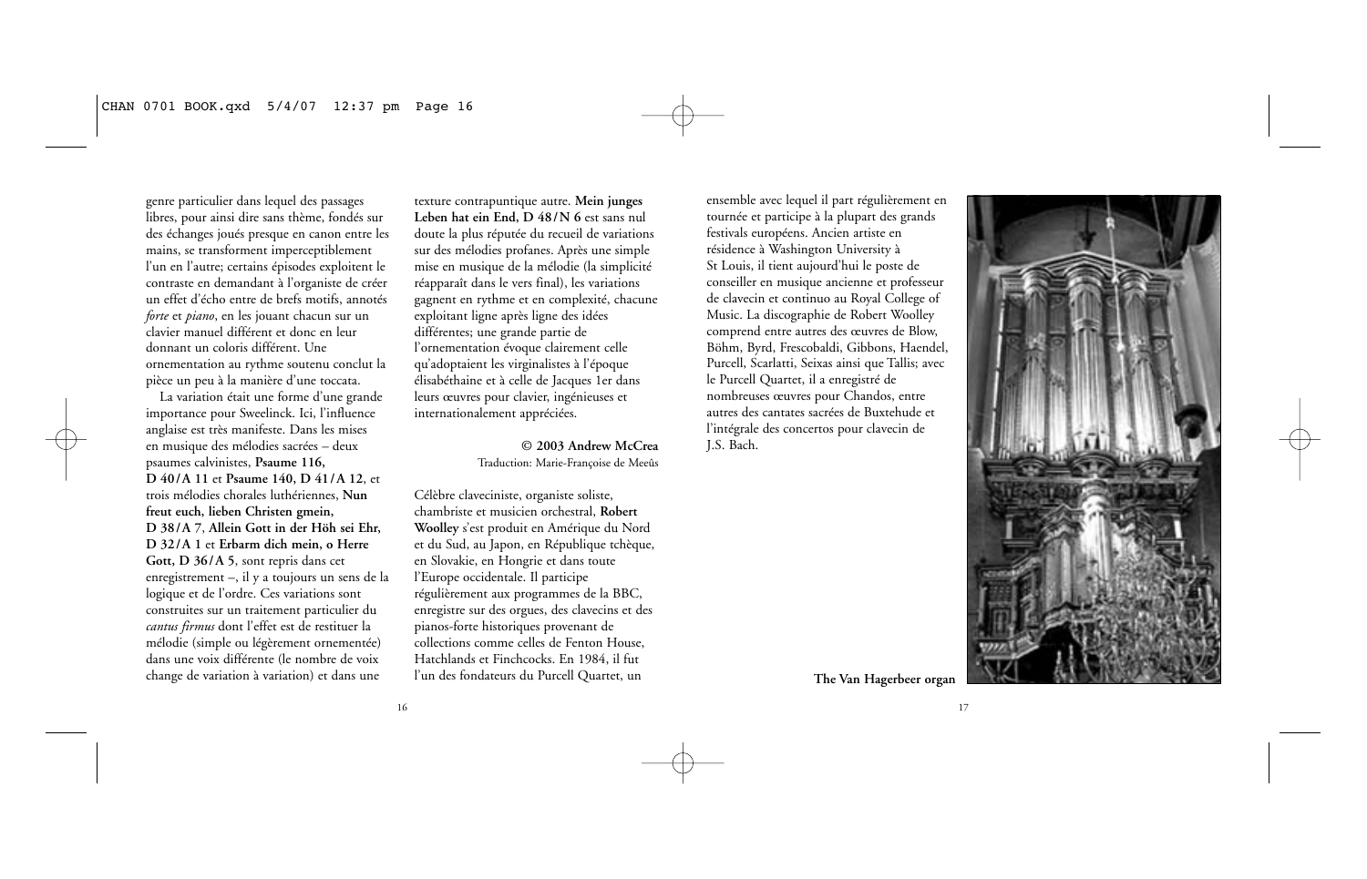genre particulier dans lequel des passages libres, pour ainsi dire sans thème, fondés sur des échanges joués presque en canon entre les mains, se transforment imperceptiblement l'un en l'autre; certains épisodes exploitent le contraste en demandant à l'organiste de créer un effet d'écho entre de brefs motifs, annotés *forte* et *piano*, en les jouant chacun sur un clavier manuel différent et donc en leur donnant un coloris différent. Une ornementation au rythme soutenu conclut la pièce un peu à la manière d'une toccata.

La variation était une forme d'une grande importance pour Sweelinck. Ici, l'influence anglaise est très manifeste. Dans les mises en musique des mélodies sacrées – deux psaumes calvinistes, **Psaume 116, D 40/A 11** et **Psaume 140, D 41/A 12**, et trois mélodies chorales luthériennes, **Nun freut euch, lieben Christen gmein, D 38/A 7**, **Allein Gott in der Höh sei Ehr, D 32/A 1** et **Erbarm dich mein, o Herre Gott, D 36/A 5**, sont repris dans cet enregistrement –, il y a toujours un sens de la logique et de l'ordre. Ces variations sont construites sur un traitement particulier du *cantus firmus* dont l'effet est de restituer la mélodie (simple ou légèrement ornementée) dans une voix différente (le nombre de voix change de variation à variation) et dans une texture contrapuntique autre. **Mein junges Leben hat ein End, D 48/N 6** est sans nul doute la plus réputée du recueil de variations sur des mélodies profanes. Après une simple mise en musique de la mélodie (la simplicité réapparaît dans le vers final), les variations gagnent en rythme et en complexité, chacune exploitant ligne après ligne des idées différentes; une grande partie de l'ornementation évoque clairement celle qu'adoptaient les virginalistes à l'époque élisabéthaine et à celle de Jacques 1er dans leurs œuvres pour clavier, ingénieuses et internationalement appréciées.

**© 2003 Andrew McCrea**
Traduction: Marie-Françoise de Meeûs

Célèbre claveciniste, organiste soliste, chambriste et musicien orchestral, **Robert Woolley** s'est produit en Amérique du Nord et du Sud, au Japon, en République tchèque, en Slovakie, en Hongrie et dans toute l'Europe occidentale. Il participe régulièrement aux programmes de la BBC, enregistre sur des orgues, des clavecins et des pianos-forte historiques provenant de collections comme celles de Fenton House, Hatchlands et Finchcocks. En 1984, il fut l'un des fondateurs du Purcell Quartet, un ensemble avec lequel il part régulièrement en tournée et participe à la plupart des grands festivals européens. Ancien artiste en résidence à Washington University à St Louis, il tient aujourd'hui le poste de conseiller en musique ancienne et professeur de clavecin et continuo au Royal College of Music. La discographie de Robert Woolley comprend entre autres des œuvres de Blow, Böhm, Byrd, Frescobaldi, Gibbons, Haendel, Purcell, Scarlatti, Seixas ainsi que Tallis; avec le Purcell Quartet, il a enregistré de nombreuses œuvres pour Chandos, entre autres des cantates sacrées de Buxtehude et l'intégrale des concertos pour clavecin de J.S. Bach.

**The Van Hagerbeer organ**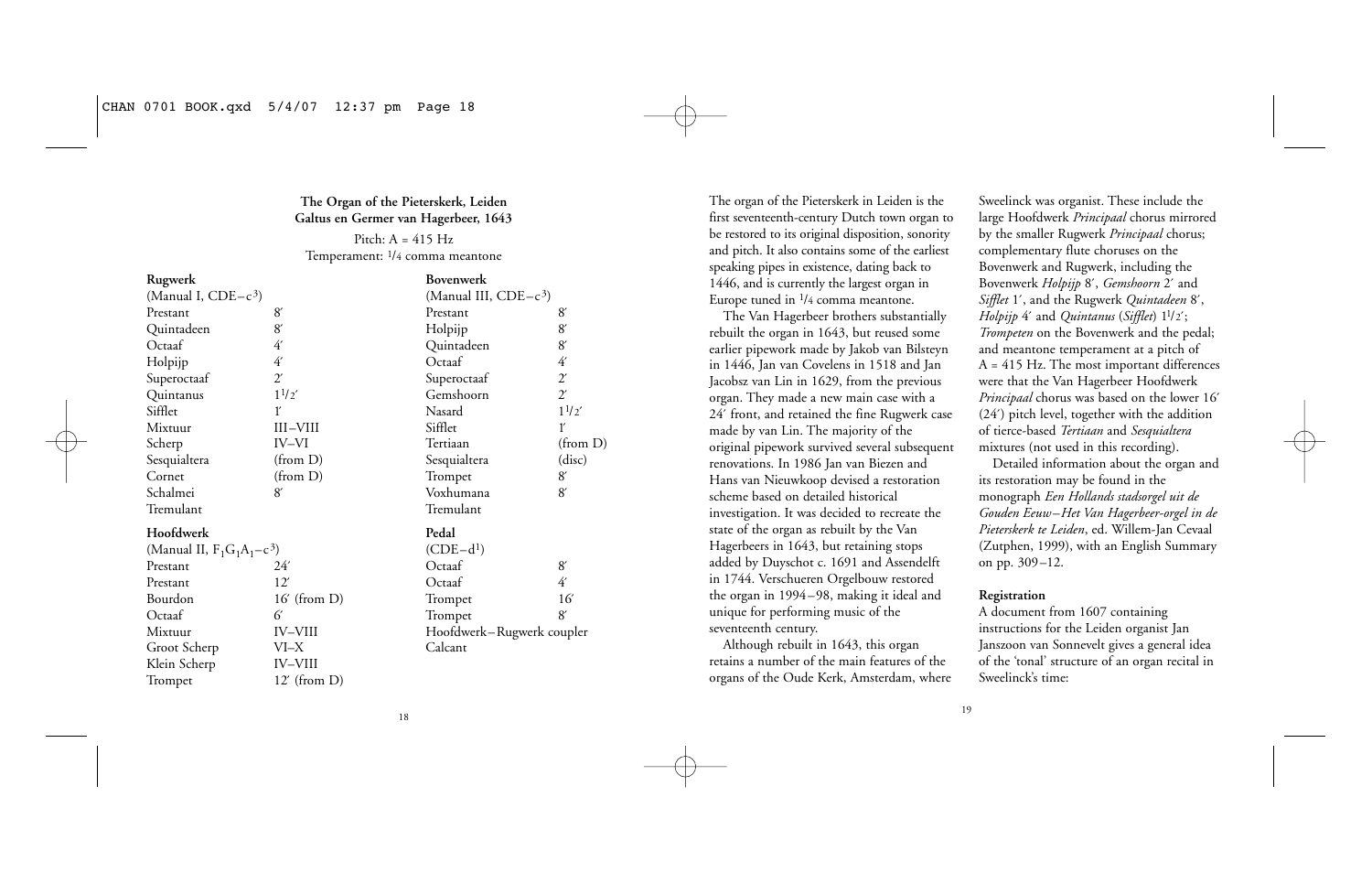**The Organ of the Pieterskerk, Leiden**
**Galtus en Germer van Hagerbeer, 1643**

Pitch: A = 415 Hz
Temperament: 1/4 comma meantone

**Rugwerk**
(Manual I, CDE–$c^3$)

| | |
|---|---|
| Prestant | 8′ |
| Quintadeen | 8′ |
| Octaaf | 4′ |
| Holpijp | 4′ |
| Superoctaaf | 2′ |
| Quintanus | 1$^1/_2$′ |
| Sifflet | 1′ |
| Mixtuur | III–VIII |
| Scherp | IV–VI |
| Sesquialtera | (from D) |
| Cornet | (from D) |
| Schalmei | 8′ |
| Tremulant | |

**Hoofdwerk**
(Manual II, $F_1G_1A_1$–$c^3$)

| | |
|---|---|
| Prestant | 24′ |
| Prestant | 12′ |
| Bourdon | 16′ (from D) |
| Octaaf | 6′ |
| Mixtuur | IV–VIII |
| Groot Scherp | VI–X |
| Klein Scherp | IV–VIII |
| Trompet | 12′ (from D) |

**Bovenwerk**
(Manual III, CDE–$c^3$)

| | |
|---|---|
| Prestant | 8′ |
| Holpijp | 8′ |
| Quintadeen | 8′ |
| Octaaf | 4′ |
| Superoctaaf | 2′ |
| Gemshoorn | 2′ |
| Nasard | 1$^1/_2$′ |
| Sifflet | 1′ |
| Tertiaan | (from D) |
| Sesquialtera | (disc) |
| Trompet | 8′ |
| Voxhumana | 8′ |
| Tremulant | |

**Pedal**
(CDE–$d^1$)

| | |
|---|---|
| Octaaf | 8′ |
| Octaaf | 4′ |
| Trompet | 16′ |
| Trompet | 8′ |
| Hoofdwerk–Rugwerk coupler | |
| Calcant | |

The organ of the Pieterskerk in Leiden is the first seventeenth-century Dutch town organ to be restored to its original disposition, sonority and pitch. It also contains some of the earliest speaking pipes in existence, dating back to 1446, and is currently the largest organ in Europe tuned in 1/4 comma meantone.

The Van Hagerbeer brothers substantially rebuilt the organ in 1643, but reused some earlier pipework made by Jakob van Bilsteyn in 1446, Jan van Covelens in 1518 and Jan Jacobsz van Lin in 1629, from the previous organ. They made a new main case with a 24′ front, and retained the fine Rugwerk case made by van Lin. The majority of the original pipework survived several subsequent renovations. In 1986 Jan van Biezen and Hans van Nieuwkoop devised a restoration scheme based on detailed historical investigation. It was decided to recreate the state of the organ as rebuilt by the Van Hagerbeers in 1643, but retaining stops added by Duyschot c. 1691 and Assendelft in 1744. Verschueren Orgelbouw restored the organ in 1994–98, making it ideal and unique for performing music of the seventeenth century.

Although rebuilt in 1643, this organ retains a number of the main features of the organs of the Oude Kerk, Amsterdam, where Sweelinck was organist. These include the large Hoofdwerk *Principaal* chorus mirrored by the smaller Rugwerk *Principaal* chorus; complementary flute choruses on the Bovenwerk and Rugwerk, including the Bovenwerk *Holpijp* 8′, *Gemshoorn* 2′ and *Sifflet* 1′, and the Rugwerk *Quintadeen* 8′, *Holpijp* 4′ and *Quintanus* (*Sifflet*) 1$^1/_2$′; *Trompeten* on the Bovenwerk and the pedal; and meantone temperament at a pitch of A = 415 Hz. The most important differences were that the Van Hagerbeer Hoofdwerk *Principaal* chorus was based on the lower 16′ (24′) pitch level, together with the addition of tierce-based *Tertiaan* and *Sesquialtera* mixtures (not used in this recording).

Detailed information about the organ and its restoration may be found in the monograph *Een Hollands stadsorgel uit de Gouden Eeuw – Het Van Hagerbeer-orgel in de Pieterskerk te Leiden*, ed. Willem-Jan Cevaal (Zutphen, 1999), with an English Summary on pp. 309–12.

**Registration**

A document from 1607 containing instructions for the Leiden organist Jan Janszoon van Sonnevelt gives a general idea of the 'tonal' structure of an organ recital in Sweelinck's time: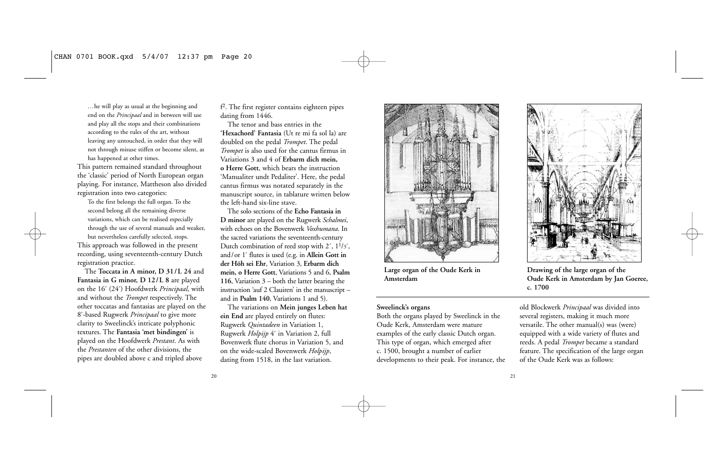…he will play as usual at the beginning and end on the *Principaal* and in between will use and play all the stops and their combinations according to the rules of the art, without leaving any untouched, in order that they will not through misuse stiffen or become silent, as has happened at other times.

This pattern remained standard throughout the 'classic' period of North European organ playing. For instance, Mattheson also divided registration into two categories:

To the first belongs the full organ. To the second belong all the remaining diverse variations, which can be realised especially through the use of several manuals and weaker, but nevertheless carefully selected, stops.

This approach was followed in the present recording, using seventeenth-century Dutch registration practice.

The **Toccata in A minor, D 31/L 24** and **Fantasia in G minor, D 12/L 8** are played on the 16′ (24′) Hoofdwerk *Principaal*, with and without the *Trompet* respectively. The other toccatas and fantasias are played on the 8′-based Rugwerk *Principaal* to give more clarity to Sweelinck's intricate polyphonic textures. The **Fantasia 'met bindingen'** is played on the Hoofdwerk *Prestant*. As with the *Prestanten* of the other divisions, the pipes are doubled above c and tripled above $f^2$. The first register contains eighteen pipes dating from 1446.

The tenor and bass entries in the **'Hexachord' Fantasia** (Ut re mi fa sol la) are doubled on the pedal *Trompet*. The pedal *Trompet* is also used for the cantus firmus in Variations 3 and 4 of **Erbarm dich mein, o Herre Gott**, which bears the instruction 'Manualiter undt Pedaliter'. Here, the pedal cantus firmus was notated separately in the manuscript source, in tablature written below the left-hand six-line stave.

The solo sections of the **Echo Fantasia in D minor** are played on the Rugwerk *Schalmei*, with echoes on the Bovenwerk *Voxhumana*. In the sacred variations the seventeenth-century Dutch combination of reed stop with 2′, 1$^1$/3′, and/or 1′ flutes is used (e.g. in **Allein Gott in der Höh sei Ehr**, Variation 3, **Erbarm dich mein, o Herre Gott**, Variations 5 and 6, **Psalm 116**, Variation 3 – both the latter bearing the instruction 'auf 2 Clauiren' in the manuscript – and in **Psalm 140**, Variations 1 and 5).

The variations on **Mein junges Leben hat ein End** are played entirely on flutes: Rugwerk *Quintadeen* in Variation 1, Rugwerk *Holpijp* 4′ in Variation 2, full Bovenwerk flute chorus in Variation 5, and on the wide-scaled Bovenwerk *Holpijp*, dating from 1518, in the last variation.

**Large organ of the Oude Kerk in Amsterdam**

**Drawing of the large organ of the Oude Kerk in Amsterdam by Jan Goeree, c. 1700**

**Sweelinck's organs**

Both the organs played by Sweelinck in the Oude Kerk, Amsterdam were mature examples of the early classic Dutch organ. This type of organ, which emerged after c. 1500, brought a number of earlier developments to their peak. For instance, the old Blockwerk *Principaal* was divided into several registers, making it much more versatile. The other manual(s) was (were) equipped with a wide variety of flutes and reeds. A pedal *Trompet* became a standard feature. The specification of the large organ of the Oude Kerk was as follows: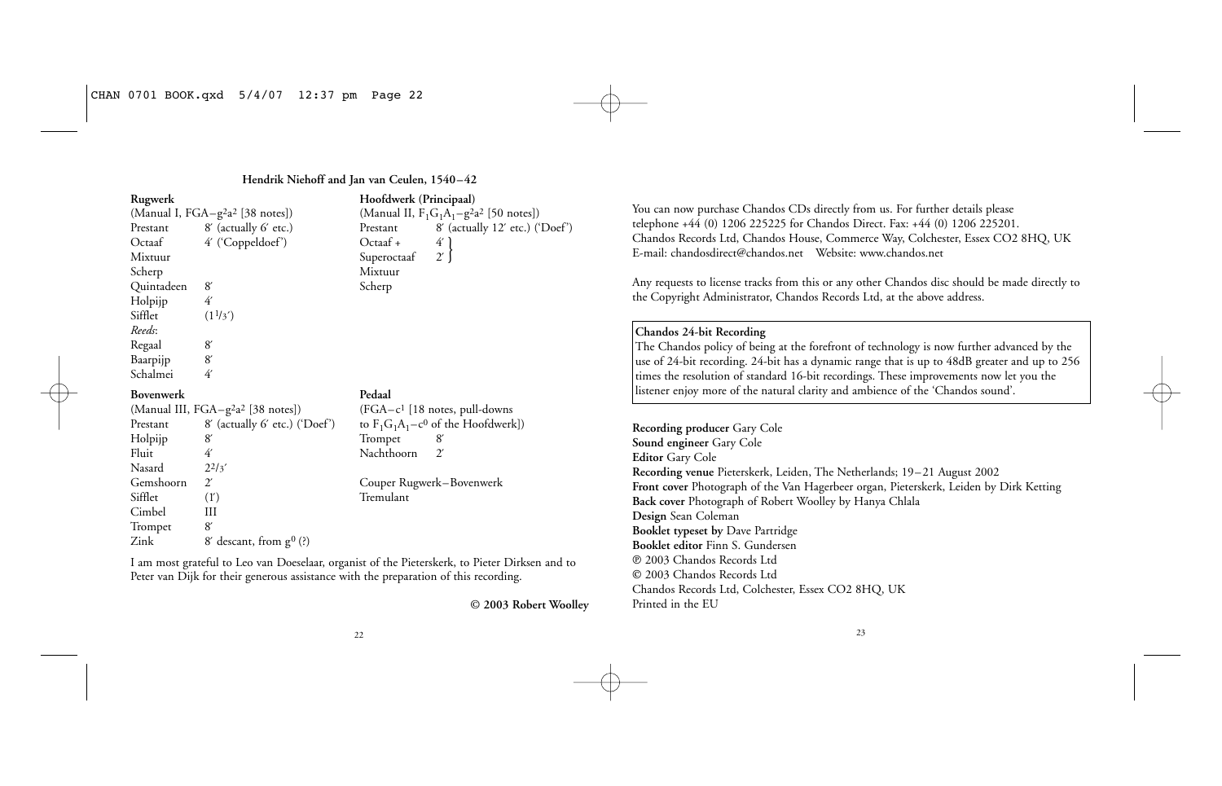**Hendrik Niehoff and Jan van Ceulen, 1540–42**

**Rugwerk**
(Manual I, FGA–$g^2a^2$ [38 notes])

| | |
|---|---|
| Prestant | 8′ (actually 6′ etc.) |
| Octaaf | 4′ ('Coppeldoef') |
| Mixtuur | |
| Scherp | |
| Quintadeen | 8′ |
| Holpijp | 4′ |
| Sifflet | ($1\frac{1}{3}$′) |
| *Reeds*: | |
| Regaal | 8′ |
| Baarpijp | 8′ |
| Schalmei | 4′ |

**Hoofdwerk (Principaal)**
(Manual II, $F_1G_1A_1$–$g^2a^2$ [50 notes])

| | |
|---|---|
| Prestant | 8′ (actually 12′ etc.) ('Doef') |
| Octaaf + | 4′ } |
| Superoctaaf | 2′ } |
| Mixtuur | |
| Scherp | |

**Bovenwerk**
(Manual III, FGA–$g^2a^2$ [38 notes])

| | |
|---|---|
| Prestant | 8′ (actually 6′ etc.) ('Doef') |
| Holpijp | 8′ |
| Fluit | 4′ |
| Nasard | $2\frac{2}{3}$′ |
| Gemshoorn | 2′ |
| Sifflet | (1′) |
| Cimbel | III |
| Trompet | 8′ |
| Zink | 8′ descant, from $g^0$ (?) |

**Pedaal**
(FGA–$c^1$ [18 notes, pull-downs to $F_1G_1A_1$–$c^0$ of the Hoofdwerk])

| | |
|---|---|
| Trompet | 8′ |
| Nachthoorn | 2′ |

Couper Rugwerk–Bovenwerk
Tremulant

I am most grateful to Leo van Doeselaar, organist of the Pieterskerk, to Pieter Dirksen and to Peter van Dijk for their generous assistance with the preparation of this recording.

**© 2003 Robert Woolley**

You can now purchase Chandos CDs directly from us. For further details please telephone +44 (0) 1206 225225 for Chandos Direct. Fax: +44 (0) 1206 225201. Chandos Records Ltd, Chandos House, Commerce Way, Colchester, Essex CO2 8HQ, UK E-mail: chandosdirect@chandos.net Website: www.chandos.net

Any requests to license tracks from this or any other Chandos disc should be made directly to the Copyright Administrator, Chandos Records Ltd, at the above address.

**Chandos 24-bit Recording**
The Chandos policy of being at the forefront of technology is now further advanced by the use of 24-bit recording. 24-bit has a dynamic range that is up to 48dB greater and up to 256 times the resolution of standard 16-bit recordings. These improvements now let you the listener enjoy more of the natural clarity and ambience of the 'Chandos sound'.

**Recording producer** Gary Cole
**Sound engineer** Gary Cole
**Editor** Gary Cole
**Recording venue** Pieterskerk, Leiden, The Netherlands; 19–21 August 2002
**Front cover** Photograph of the Van Hagerbeer organ, Pieterskerk, Leiden by Dirk Ketting
**Back cover** Photograph of Robert Woolley by Hanya Chlala
**Design** Sean Coleman
**Booklet typeset by** Dave Partridge
**Booklet editor** Finn S. Gundersen
℗ 2003 Chandos Records Ltd
© 2003 Chandos Records Ltd
Chandos Records Ltd, Colchester, Essex CO2 8HQ, UK
Printed in the EU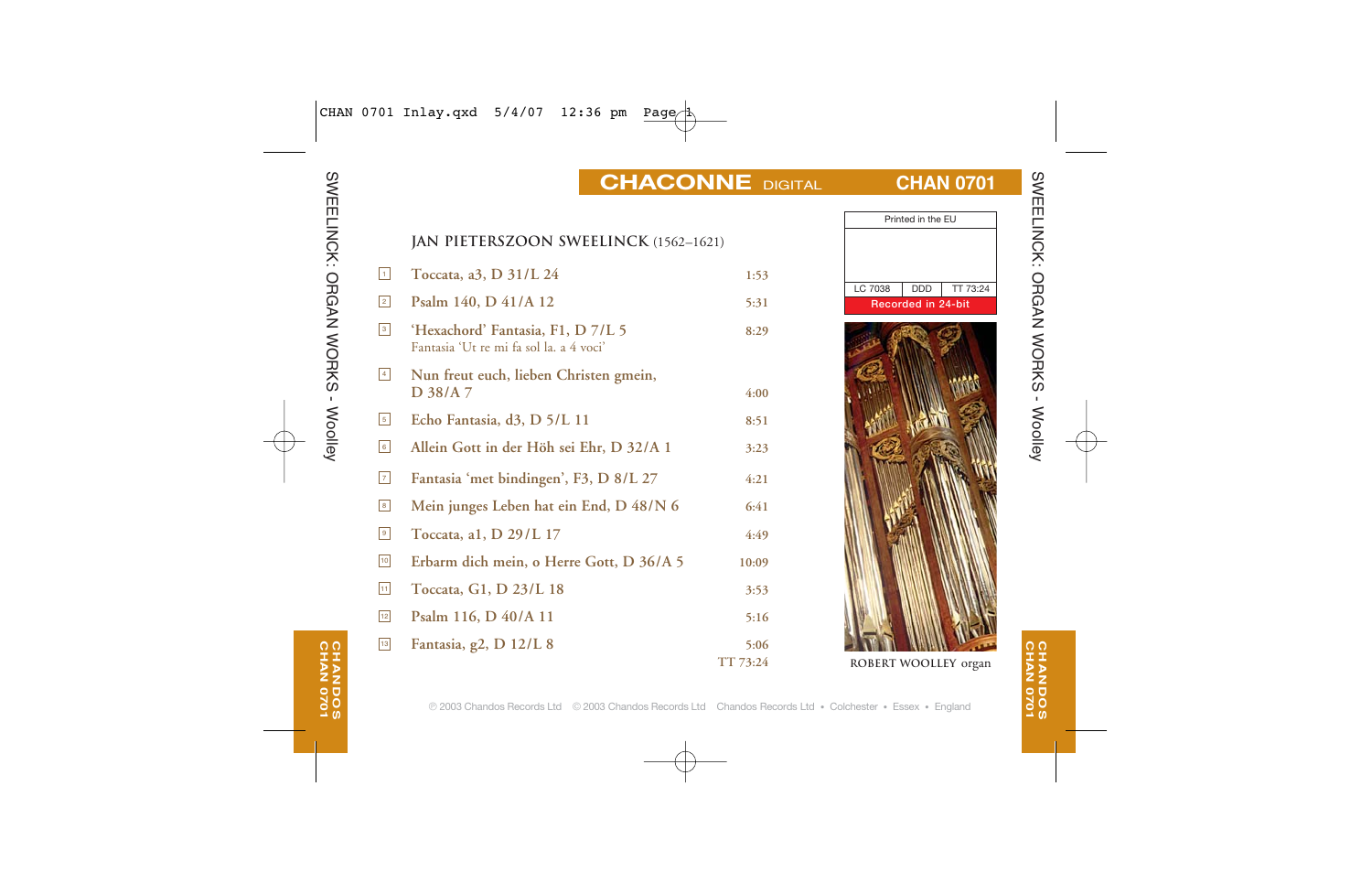**CHACONNE** DIGITAL **CHAN 0701**

SWEELINCK: ORGAN WORKS - Woolley

## JAN PIETERSZOON SWEELINCK (1562–1621)

| | | |
|---|---|---|
| 1 | Toccata, a3, D 31/L 24 | 1:53 |
| 2 | Psalm 140, D 41/A 12 | 5:31 |
| 3 | 'Hexachord' Fantasia, F1, D 7/L 5<br>Fantasia 'Ut re mi fa sol la. a 4 voci' | 8:29 |
| 4 | Nun freut euch, lieben Christen gmein, D 38/A 7 | 4:00 |
| 5 | Echo Fantasia, d3, D 5/L 11 | 8:51 |
| 6 | Allein Gott in der Höh sei Ehr, D 32/A 1 | 3:23 |
| 7 | Fantasia 'met bindingen', F3, D 8/L 27 | 4:21 |
| 8 | Mein junges Leben hat ein End, D 48/N 6 | 6:41 |
| 9 | Toccata, a1, D 29/L 17 | 4:49 |
| 10 | Erbarm dich mein, o Herre Gott, D 36/A 5 | 10:09 |
| 11 | Toccata, G1, D 23/L 18 | 3:53 |
| 12 | Psalm 116, D 40/A 11 | 5:16 |
| 13 | Fantasia, g2, D 12/L 8 | 5:06 |
| | | TT 73:24 |

Printed in the EU

LC 7038 | DDD | TT 73:24

Recorded in 24-bit

ROBERT WOOLLEY organ

CHANDOS CHAN 0701

℗ 2003 Chandos Records Ltd © 2003 Chandos Records Ltd Chandos Records Ltd • Colchester • Essex • England